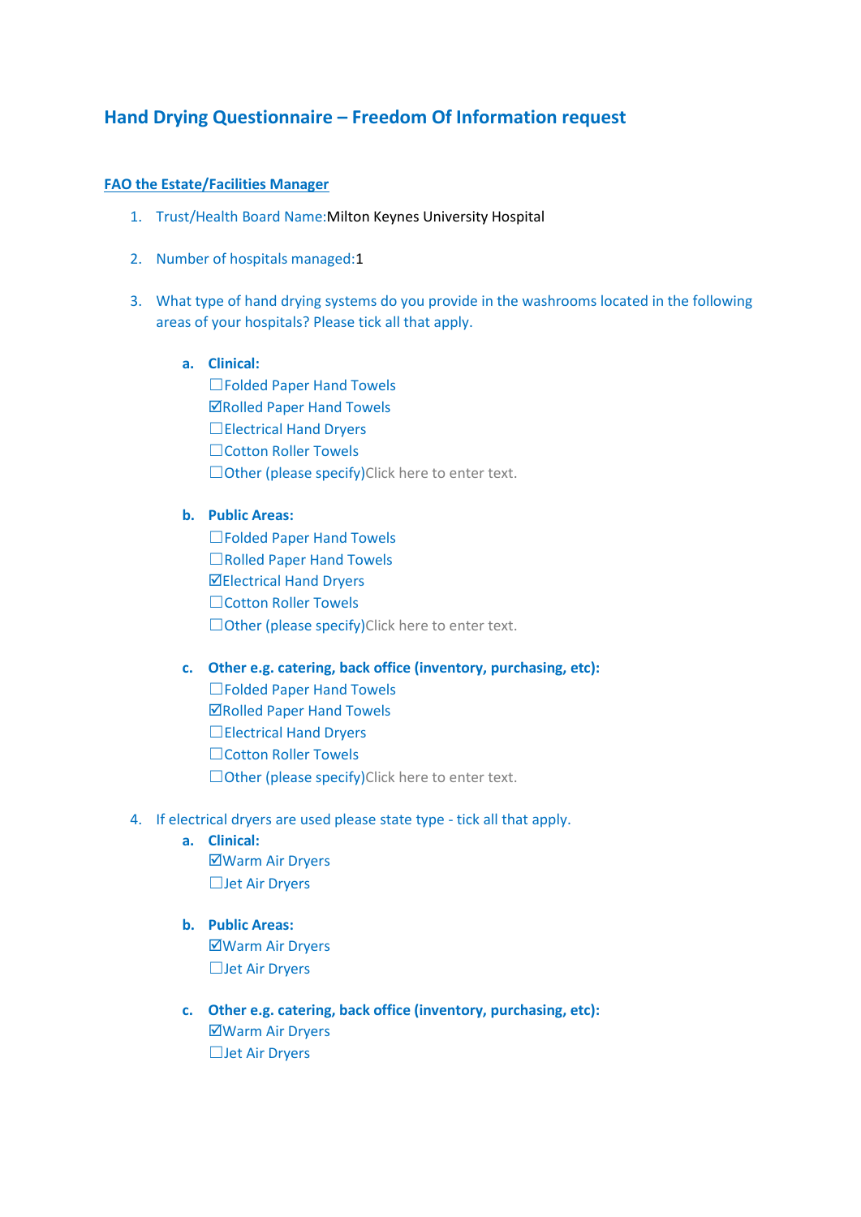## Hand Drying Questionnaire – Freedom Of Information request

**FAO the Estate/Facilities Manager**

1. Trust/Health Board Name:Milton Keynes University Hospital

2. Number of hospitals managed:1

3. What type of hand drying systems do you provide in the washrooms located in the following areas of your hospitals? Please tick all that apply.

   a. **Clinical:**
      ☐Folded Paper Hand Towels
      ☑Rolled Paper Hand Towels
      ☐Electrical Hand Dryers
      ☐Cotton Roller Towels
      ☐Other (please specify)Click here to enter text.

   b. **Public Areas:**
      ☐Folded Paper Hand Towels
      ☐Rolled Paper Hand Towels
      ☑Electrical Hand Dryers
      ☐Cotton Roller Towels
      ☐Other (please specify)Click here to enter text.

   c. **Other e.g. catering, back office (inventory, purchasing, etc):**
      ☐Folded Paper Hand Towels
      ☑Rolled Paper Hand Towels
      ☐Electrical Hand Dryers
      ☐Cotton Roller Towels
      ☐Other (please specify)Click here to enter text.

4. If electrical dryers are used please state type - tick all that apply.

   a. **Clinical:**
      ☑Warm Air Dryers
      ☐Jet Air Dryers

   b. **Public Areas:**
      ☑Warm Air Dryers
      ☐Jet Air Dryers

   c. **Other e.g. catering, back office (inventory, purchasing, etc):**
      ☑Warm Air Dryers
      ☐Jet Air Dryers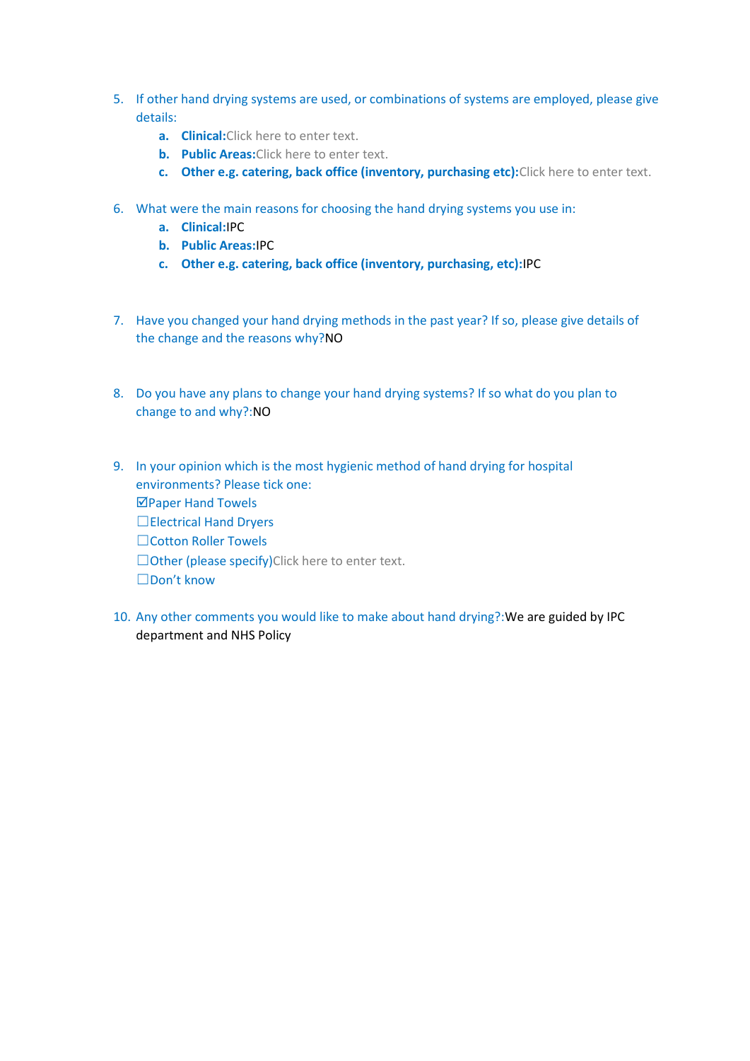5. If other hand drying systems are used, or combinations of systems are employed, please give details:
    a. **Clinical:**Click here to enter text.
    b. **Public Areas:**Click here to enter text.
    c. **Other e.g. catering, back office (inventory, purchasing etc):**Click here to enter text.

6. What were the main reasons for choosing the hand drying systems you use in:
    a. **Clinical:**IPC
    b. **Public Areas:**IPC
    c. **Other e.g. catering, back office (inventory, purchasing, etc):**IPC

7. Have you changed your hand drying methods in the past year? If so, please give details of the change and the reasons why?NO

8. Do you have any plans to change your hand drying systems? If so what do you plan to change to and why?:NO

9. In your opinion which is the most hygienic method of hand drying for hospital environments? Please tick one:
    ☑Paper Hand Towels
    ☐Electrical Hand Dryers
    ☐Cotton Roller Towels
    ☐Other (please specify)Click here to enter text.
    ☐Don't know

10. Any other comments you would like to make about hand drying?:We are guided by IPC department and NHS Policy